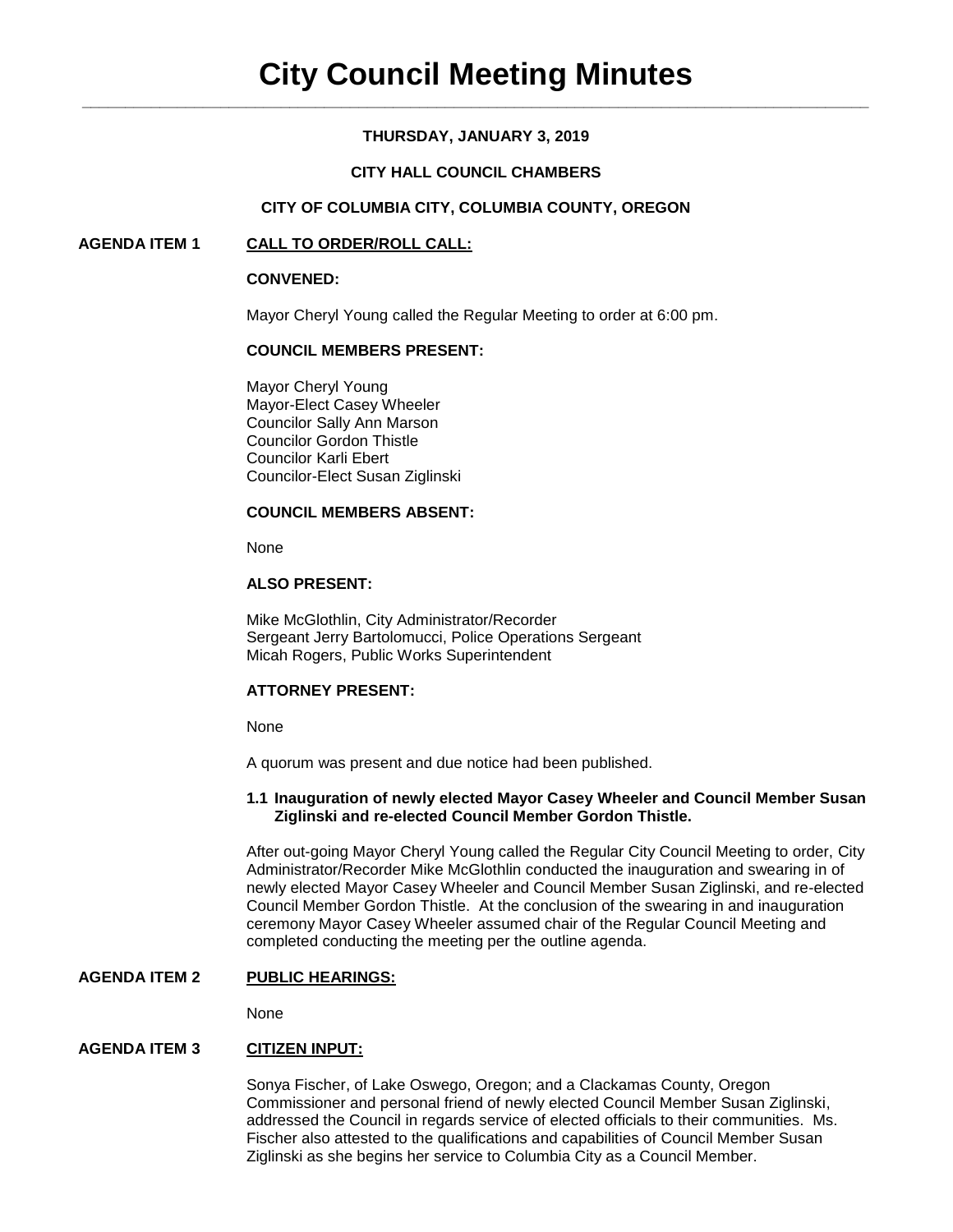# City Council Meeting Minutes

**THURSDAY, JANUARY 3, 2019**

**CITY HALL COUNCIL CHAMBERS**

**CITY OF COLUMBIA CITY, COLUMBIA COUNTY, OREGON**

## AGENDA ITEM 1 CALL TO ORDER/ROLL CALL:

**CONVENED:**

Mayor Cheryl Young called the Regular Meeting to order at 6:00 pm.

**COUNCIL MEMBERS PRESENT:**

Mayor Cheryl Young
Mayor-Elect Casey Wheeler
Councilor Sally Ann Marson
Councilor Gordon Thistle
Councilor Karli Ebert
Councilor-Elect Susan Ziglinski

**COUNCIL MEMBERS ABSENT:**

None

**ALSO PRESENT:**

Mike McGlothlin, City Administrator/Recorder
Sergeant Jerry Bartolomucci, Police Operations Sergeant
Micah Rogers, Public Works Superintendent

**ATTORNEY PRESENT:**

None

A quorum was present and due notice had been published.

**1.1 Inauguration of newly elected Mayor Casey Wheeler and Council Member Susan Ziglinski and re-elected Council Member Gordon Thistle.**

After out-going Mayor Cheryl Young called the Regular City Council Meeting to order, City Administrator/Recorder Mike McGlothlin conducted the inauguration and swearing in of newly elected Mayor Casey Wheeler and Council Member Susan Ziglinski, and re-elected Council Member Gordon Thistle. At the conclusion of the swearing in and inauguration ceremony Mayor Casey Wheeler assumed chair of the Regular Council Meeting and completed conducting the meeting per the outline agenda.

## AGENDA ITEM 2 PUBLIC HEARINGS:

None

## AGENDA ITEM 3 CITIZEN INPUT:

Sonya Fischer, of Lake Oswego, Oregon; and a Clackamas County, Oregon Commissioner and personal friend of newly elected Council Member Susan Ziglinski, addressed the Council in regards service of elected officials to their communities. Ms. Fischer also attested to the qualifications and capabilities of Council Member Susan Ziglinski as she begins her service to Columbia City as a Council Member.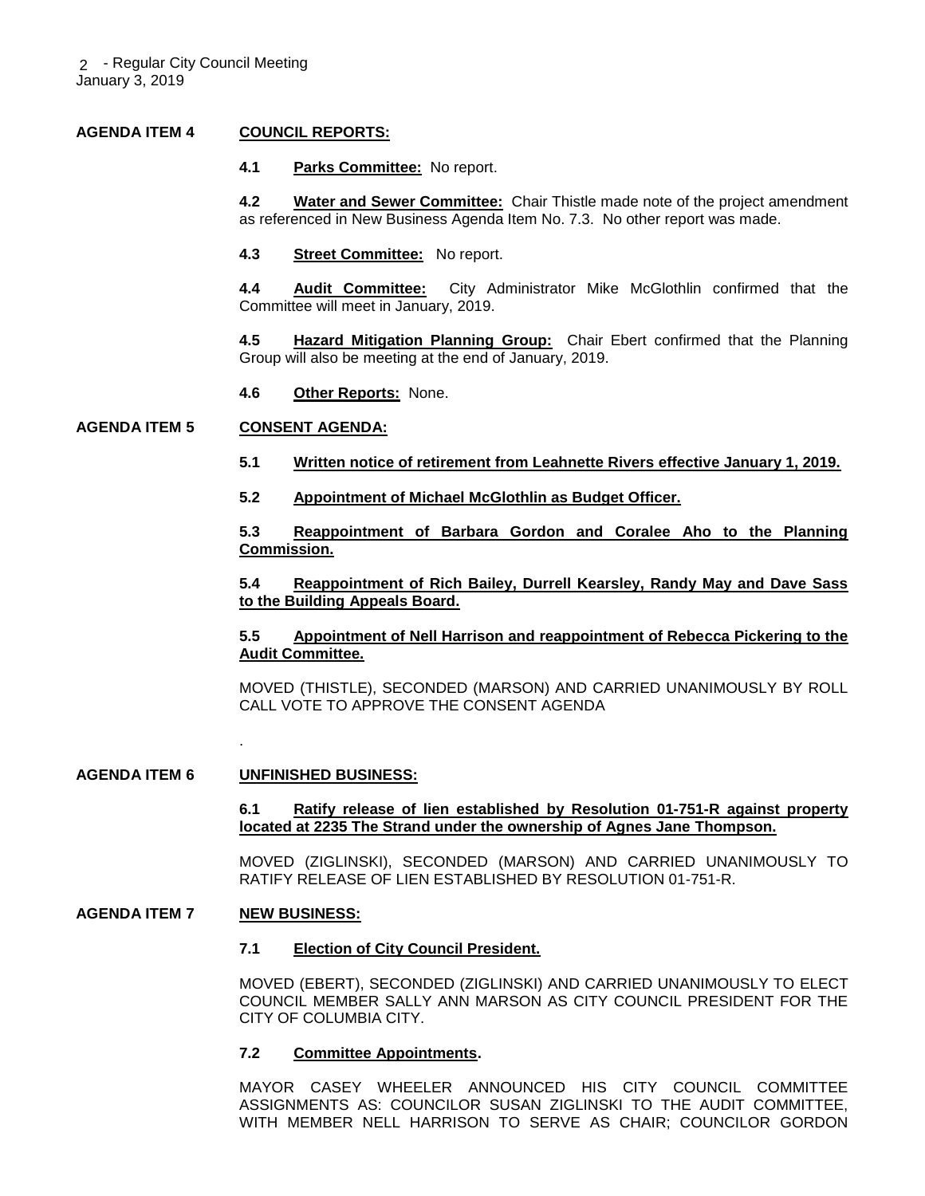**AGENDA ITEM 4 COUNCIL REPORTS:**

**4.1 Parks Committee:** No report.

**4.2 Water and Sewer Committee:** Chair Thistle made note of the project amendment as referenced in New Business Agenda Item No. 7.3. No other report was made.

**4.3 Street Committee:** No report.

**4.4 Audit Committee:** City Administrator Mike McGlothlin confirmed that the Committee will meet in January, 2019.

**4.5 Hazard Mitigation Planning Group:** Chair Ebert confirmed that the Planning Group will also be meeting at the end of January, 2019.

**4.6 Other Reports:** None.

**AGENDA ITEM 5 CONSENT AGENDA:**

**5.1 Written notice of retirement from Leahnette Rivers effective January 1, 2019.**

**5.2 Appointment of Michael McGlothlin as Budget Officer.**

**5.3 Reappointment of Barbara Gordon and Coralee Aho to the Planning Commission.**

**5.4 Reappointment of Rich Bailey, Durrell Kearsley, Randy May and Dave Sass to the Building Appeals Board.**

**5.5 Appointment of Nell Harrison and reappointment of Rebecca Pickering to the Audit Committee.**

MOVED (THISTLE), SECONDED (MARSON) AND CARRIED UNANIMOUSLY BY ROLL CALL VOTE TO APPROVE THE CONSENT AGENDA

.

**AGENDA ITEM 6 UNFINISHED BUSINESS:**

**6.1 Ratify release of lien established by Resolution 01-751-R against property located at 2235 The Strand under the ownership of Agnes Jane Thompson.**

MOVED (ZIGLINSKI), SECONDED (MARSON) AND CARRIED UNANIMOUSLY TO RATIFY RELEASE OF LIEN ESTABLISHED BY RESOLUTION 01-751-R.

**AGENDA ITEM 7 NEW BUSINESS:**

**7.1 Election of City Council President.**

MOVED (EBERT), SECONDED (ZIGLINSKI) AND CARRIED UNANIMOUSLY TO ELECT COUNCIL MEMBER SALLY ANN MARSON AS CITY COUNCIL PRESIDENT FOR THE CITY OF COLUMBIA CITY.

**7.2 Committee Appointments.**

MAYOR CASEY WHEELER ANNOUNCED HIS CITY COUNCIL COMMITTEE ASSIGNMENTS AS: COUNCILOR SUSAN ZIGLINSKI TO THE AUDIT COMMITTEE, WITH MEMBER NELL HARRISON TO SERVE AS CHAIR; COUNCILOR GORDON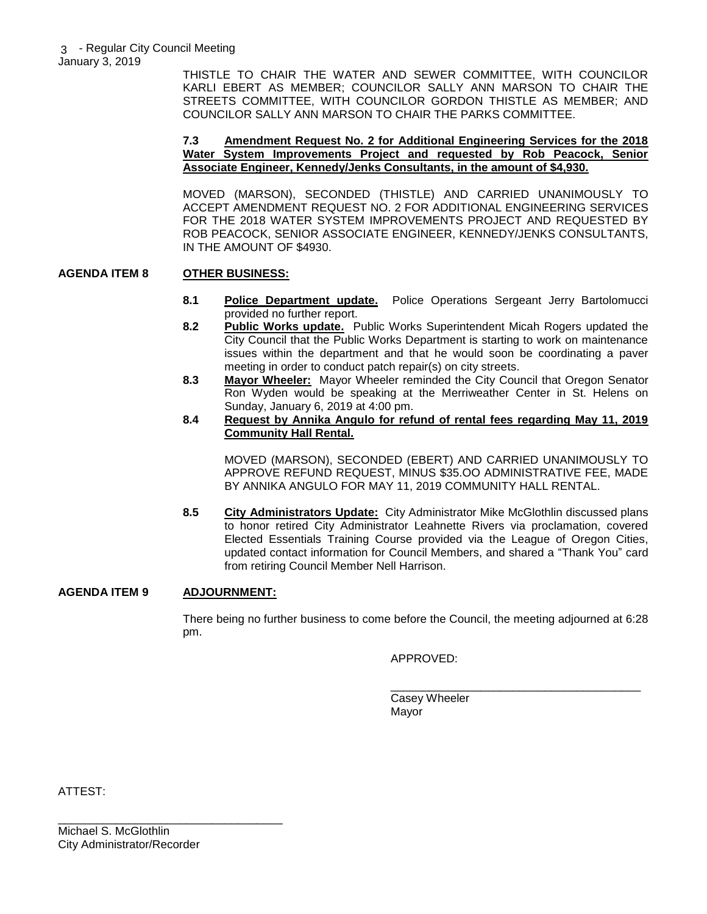THISTLE TO CHAIR THE WATER AND SEWER COMMITTEE, WITH COUNCILOR KARLI EBERT AS MEMBER; COUNCILOR SALLY ANN MARSON TO CHAIR THE STREETS COMMITTEE, WITH COUNCILOR GORDON THISTLE AS MEMBER; AND COUNCILOR SALLY ANN MARSON TO CHAIR THE PARKS COMMITTEE.

**7.3 Amendment Request No. 2 for Additional Engineering Services for the 2018 Water System Improvements Project and requested by Rob Peacock, Senior Associate Engineer, Kennedy/Jenks Consultants, in the amount of $4,930.**

MOVED (MARSON), SECONDED (THISTLE) AND CARRIED UNANIMOUSLY TO ACCEPT AMENDMENT REQUEST NO. 2 FOR ADDITIONAL ENGINEERING SERVICES FOR THE 2018 WATER SYSTEM IMPROVEMENTS PROJECT AND REQUESTED BY ROB PEACOCK, SENIOR ASSOCIATE ENGINEER, KENNEDY/JENKS CONSULTANTS, IN THE AMOUNT OF $4930.

**AGENDA ITEM 8 OTHER BUSINESS:**

- **8.1 Police Department update.** Police Operations Sergeant Jerry Bartolomucci provided no further report.
- **8.2 Public Works update.** Public Works Superintendent Micah Rogers updated the City Council that the Public Works Department is starting to work on maintenance issues within the department and that he would soon be coordinating a paver meeting in order to conduct patch repair(s) on city streets.
- **8.3 Mayor Wheeler:** Mayor Wheeler reminded the City Council that Oregon Senator Ron Wyden would be speaking at the Merriweather Center in St. Helens on Sunday, January 6, 2019 at 4:00 pm.
- **8.4 Request by Annika Angulo for refund of rental fees regarding May 11, 2019 Community Hall Rental.**

  MOVED (MARSON), SECONDED (EBERT) AND CARRIED UNANIMOUSLY TO APPROVE REFUND REQUEST, MINUS $35.OO ADMINISTRATIVE FEE, MADE BY ANNIKA ANGULO FOR MAY 11, 2019 COMMUNITY HALL RENTAL.

- **8.5 City Administrators Update:** City Administrator Mike McGlothlin discussed plans to honor retired City Administrator Leahnette Rivers via proclamation, covered Elected Essentials Training Course provided via the League of Oregon Cities, updated contact information for Council Members, and shared a "Thank You" card from retiring Council Member Nell Harrison.

**AGENDA ITEM 9 ADJOURNMENT:**

There being no further business to come before the Council, the meeting adjourned at 6:28 pm.

APPROVED:

\_\_\_\_\_\_\_\_\_\_\_\_\_\_\_\_\_\_\_\_\_\_\_\_\_\_\_\_\_\_\_\_\_\_\_\_\_\_\_\_

Casey Wheeler
Mayor

ATTEST:

\_\_\_\_\_\_\_\_\_\_\_\_\_\_\_\_\_\_\_\_\_\_\_\_\_\_\_\_\_\_\_\_\_\_\_\_\_\_\_\_

Michael S. McGlothlin
City Administrator/Recorder